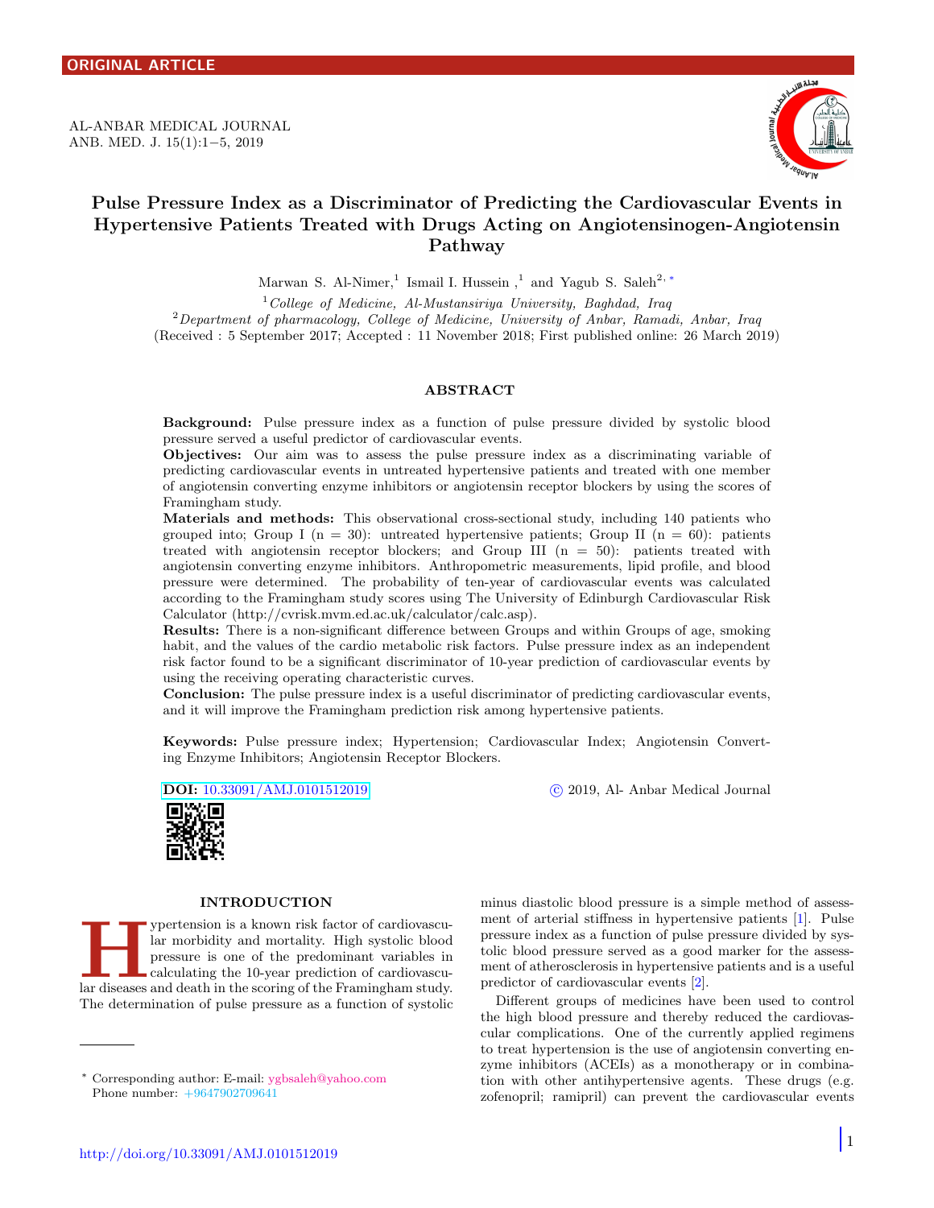ORIGINAL ARTICLE

AL-ANBAR MEDICAL JOURNAL
ANB. MED. J. 15(1):1−5, 2019

# Pulse Pressure Index as a Discriminator of Predicting the Cardiovascular Events in Hypertensive Patients Treated with Drugs Acting on Angiotensinogen-Angiotensin Pathway

Marwan S. Al-Nimer,[1] Ismail I. Hussein ,[1] and Yagub S. Saleh[2,*]

[1] *College of Medicine, Al-Mustansiriya University, Baghdad, Iraq*

[2] *Department of pharmacology, College of Medicine, University of Anbar, Ramadi, Anbar, Iraq*

(Received : 5 September 2017; Accepted : 11 November 2018; First published online: 26 March 2019)

## ABSTRACT

**Background:** Pulse pressure index as a function of pulse pressure divided by systolic blood pressure served a useful predictor of cardiovascular events.

**Objectives:** Our aim was to assess the pulse pressure index as a discriminating variable of predicting cardiovascular events in untreated hypertensive patients and treated with one member of angiotensin converting enzyme inhibitors or angiotensin receptor blockers by using the scores of Framingham study.

**Materials and methods:** This observational cross-sectional study, including 140 patients who grouped into; Group I (n = 30): untreated hypertensive patients; Group II (n = 60): patients treated with angiotensin receptor blockers; and Group III (n = 50): patients treated with angiotensin converting enzyme inhibitors. Anthropometric measurements, lipid profile, and blood pressure were determined. The probability of ten-year of cardiovascular events was calculated according to the Framingham study scores using The University of Edinburgh Cardiovascular Risk Calculator (http://cvrisk.mvm.ed.ac.uk/calculator/calc.asp).

**Results:** There is a non-significant difference between Groups and within Groups of age, smoking habit, and the values of the cardio metabolic risk factors. Pulse pressure index as an independent risk factor found to be a significant discriminator of 10-year prediction of cardiovascular events by using the receiving operating characteristic curves.

**Conclusion:** The pulse pressure index is a useful discriminator of predicting cardiovascular events, and it will improve the Framingham prediction risk among hypertensive patients.

**Keywords:** Pulse pressure index; Hypertension; Cardiovascular Index; Angiotensin Converting Enzyme Inhibitors; Angiotensin Receptor Blockers.

**DOI:** 10.33091/AMJ.0101512019

© 2019, Al- Anbar Medical Journal

## INTRODUCTION

Hypertension is a known risk factor of cardiovascular morbidity and mortality. High systolic blood pressure is one of the predominant variables in calculating the 10-year prediction of cardiovascular diseases and death in the scoring of the Framingham study. The determination of pulse pressure as a function of systolic minus diastolic blood pressure is a simple method of assessment of arterial stiffness in hypertensive patients [1]. Pulse pressure index as a function of pulse pressure divided by systolic blood pressure served as a good marker for the assessment of atherosclerosis in hypertensive patients and is a useful predictor of cardiovascular events [2].

Different groups of medicines have been used to control the high blood pressure and thereby reduced the cardiovascular complications. One of the currently applied regimens to treat hypertension is the use of angiotensin converting enzyme inhibitors (ACEIs) as a monotherapy or in combination with other antihypertensive agents. These drugs (e.g. zofenopril; ramipril) can prevent the cardiovascular events

* Corresponding author: E-mail: ygbsaleh@yahoo.com
Phone number: +9647902709641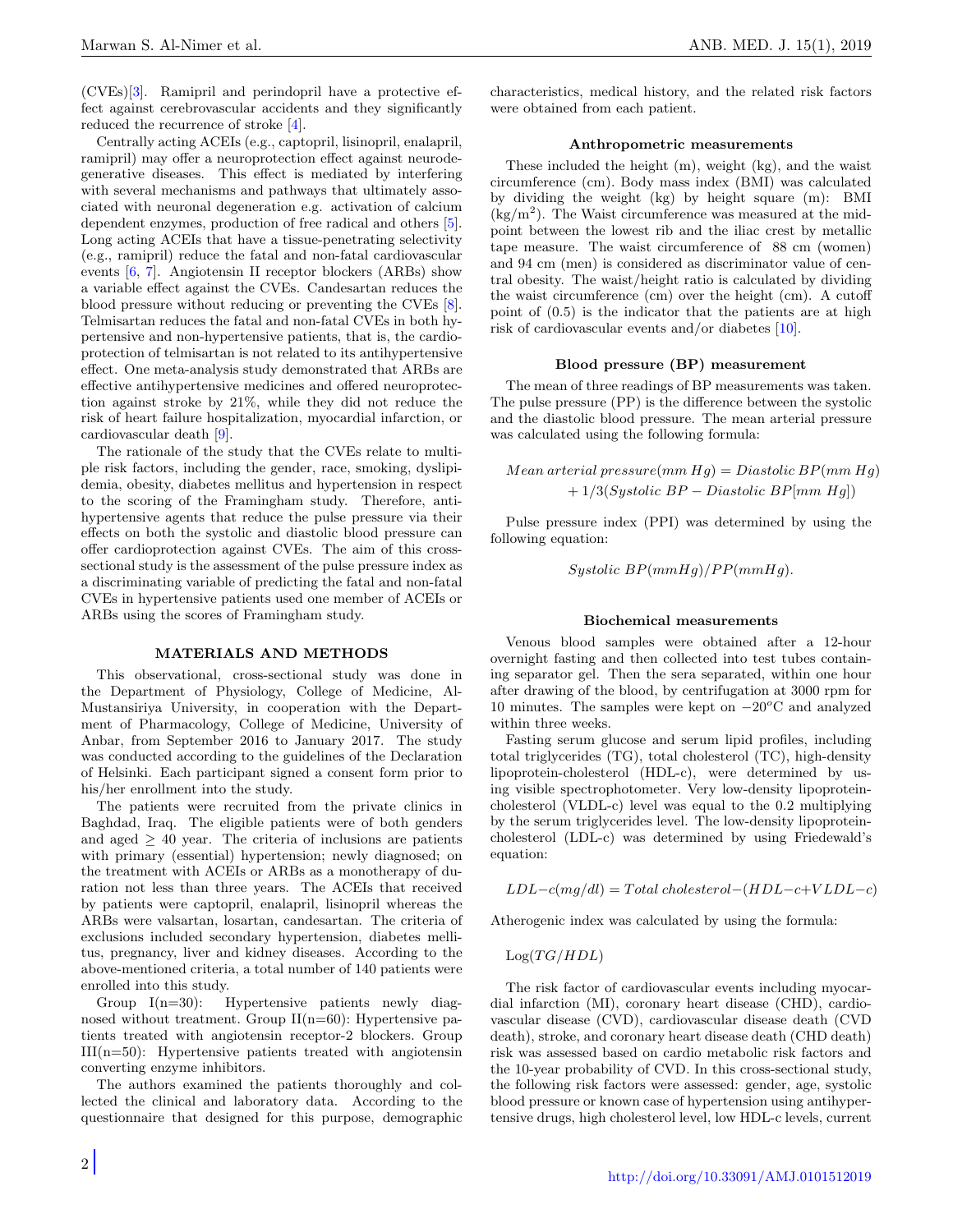(CVEs)[3]. Ramipril and perindopril have a protective effect against cerebrovascular accidents and they significantly reduced the recurrence of stroke [4].

Centrally acting ACEIs (e.g., captopril, lisinopril, enalapril, ramipril) may offer a neuroprotection effect against neurodegenerative diseases. This effect is mediated by interfering with several mechanisms and pathways that ultimately associated with neuronal degeneration e.g. activation of calcium dependent enzymes, production of free radical and others [5]. Long acting ACEIs that have a tissue-penetrating selectivity (e.g., ramipril) reduce the fatal and non-fatal cardiovascular events [6, 7]. Angiotensin II receptor blockers (ARBs) show a variable effect against the CVEs. Candesartan reduces the blood pressure without reducing or preventing the CVEs [8]. Telmisartan reduces the fatal and non-fatal CVEs in both hypertensive and non-hypertensive patients, that is, the cardioprotection of telmisartan is not related to its antihypertensive effect. One meta-analysis study demonstrated that ARBs are effective antihypertensive medicines and offered neuroprotection against stroke by 21%, while they did not reduce the risk of heart failure hospitalization, myocardial infarction, or cardiovascular death [9].

The rationale of the study that the CVEs relate to multiple risk factors, including the gender, race, smoking, dyslipidemia, obesity, diabetes mellitus and hypertension in respect to the scoring of the Framingham study. Therefore, antihypertensive agents that reduce the pulse pressure via their effects on both the systolic and diastolic blood pressure can offer cardioprotection against CVEs. The aim of this cross-sectional study is the assessment of the pulse pressure index as a discriminating variable of predicting the fatal and non-fatal CVEs in hypertensive patients used one member of ACEIs or ARBs using the scores of Framingham study.

## MATERIALS AND METHODS

This observational, cross-sectional study was done in the Department of Physiology, College of Medicine, Al-Mustansiriya University, in cooperation with the Department of Pharmacology, College of Medicine, University of Anbar, from September 2016 to January 2017. The study was conducted according to the guidelines of the Declaration of Helsinki. Each participant signed a consent form prior to his/her enrollment into the study.

The patients were recruited from the private clinics in Baghdad, Iraq. The eligible patients were of both genders and aged $\geq$ 40 year. The criteria of inclusions are patients with primary (essential) hypertension; newly diagnosed; on the treatment with ACEIs or ARBs as a monotherapy of duration not less than three years. The ACEIs that received by patients were captopril, enalapril, lisinopril whereas the ARBs were valsartan, losartan, candesartan. The criteria of exclusions included secondary hypertension, diabetes mellitus, pregnancy, liver and kidney diseases. According to the above-mentioned criteria, a total number of 140 patients were enrolled into this study.

Group I(n=30): Hypertensive patients newly diagnosed without treatment. Group II(n=60): Hypertensive patients treated with angiotensin receptor-2 blockers. Group III(n=50): Hypertensive patients treated with angiotensin converting enzyme inhibitors.

The authors examined the patients thoroughly and collected the clinical and laboratory data. According to the questionnaire that designed for this purpose, demographic characteristics, medical history, and the related risk factors were obtained from each patient.

### Anthropometric measurements

These included the height (m), weight (kg), and the waist circumference (cm). Body mass index (BMI) was calculated by dividing the weight (kg) by height square (m): BMI (kg/m$^2$). The Waist circumference was measured at the midpoint between the lowest rib and the iliac crest by metallic tape measure. The waist circumference of 88 cm (women) and 94 cm (men) is considered as discriminator value of central obesity. The waist/height ratio is calculated by dividing the waist circumference (cm) over the height (cm). A cutoff point of (0.5) is the indicator that the patients are at high risk of cardiovascular events and/or diabetes [10].

### Blood pressure (BP) measurement

The mean of three readings of BP measurements was taken. The pulse pressure (PP) is the difference between the systolic and the diastolic blood pressure. The mean arterial pressure was calculated using the following formula:

$$Mean\,arterial\,pressure(mm\,Hg) = Diastolic\,BP(mm\,Hg) + 1/3(Systolic\,BP - Diastolic\,BP[mm\,Hg])$$

Pulse pressure index (PPI) was determined by using the following equation:

$$Systolic\,BP(mmHg)/PP(mmHg).$$

### Biochemical measurements

Venous blood samples were obtained after a 12-hour overnight fasting and then collected into test tubes containing separator gel. Then the sera separated, within one hour after drawing of the blood, by centrifugation at 3000 rpm for 10 minutes. The samples were kept on $-20°$C and analyzed within three weeks.

Fasting serum glucose and serum lipid profiles, including total triglycerides (TG), total cholesterol (TC), high-density lipoprotein-cholesterol (HDL-c), were determined by using visible spectrophotometer. Very low-density lipoprotein-cholesterol (VLDL-c) level was equal to the 0.2 multiplying by the serum triglycerides level. The low-density lipoprotein-cholesterol (LDL-c) was determined by using Friedewald's equation:

$$LDL{-}c(mg/dl) = Total\,cholesterol{-}(HDL{-}c{+}VLDL{-}c)$$

Atherogenic index was calculated by using the formula:

$$\text{Log}(TG/HDL)$$

The risk factor of cardiovascular events including myocardial infarction (MI), coronary heart disease (CHD), cardiovascular disease (CVD), cardiovascular disease death (CVD death), stroke, and coronary heart disease death (CHD death) risk was assessed based on cardio metabolic risk factors and the 10-year probability of CVD. In this cross-sectional study, the following risk factors were assessed: gender, age, systolic blood pressure or known case of hypertension using antihypertensive drugs, high cholesterol level, low HDL-c levels, current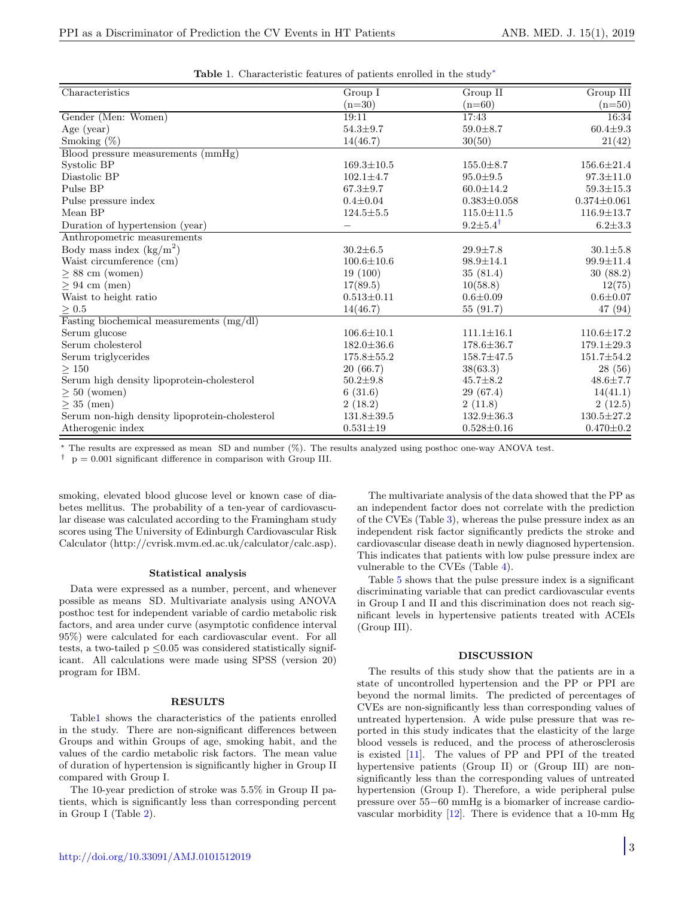**Table 1.** Characteristic features of patients enrolled in the study*

| Characteristics | Group I (n=30) | Group II (n=60) | Group III (n=50) |
|---|---|---|---|
| Gender (Men: Women) | 19:11 | 17:43 | 16:34 |
| Age (year) | 54.3±9.7 | 59.0±8.7 | 60.4±9.3 |
| Smoking (%) | 14(46.7) | 30(50) | 21(42) |
| Blood pressure measurements (mmHg) | | | |
| Systolic BP | 169.3±10.5 | 155.0±8.7 | 156.6±21.4 |
| Diastolic BP | 102.1±4.7 | 95.0±9.5 | 97.3±11.0 |
| Pulse BP | 67.3±9.7 | 60.0±14.2 | 59.3±15.3 |
| Pulse pressure index | 0.4±0.04 | 0.383±0.058 | 0.374±0.061 |
| Mean BP | 124.5±5.5 | 115.0±11.5 | 116.9±13.7 |
| Duration of hypertension (year) | − | 9.2±5.4[†] | 6.2±3.3 |
| Anthropometric measurements | | | |
| Body mass index (kg/m$^2$) | 30.2±6.5 | 29.9±7.8 | 30.1±5.8 |
| Waist circumference (cm) | 100.6±10.6 | 98.9±14.1 | 99.9±11.4 |
| ≥ 88 cm (women) | 19 (100) | 35 (81.4) | 30 (88.2) |
| ≥ 94 cm (men) | 17(89.5) | 10(58.8) | 12(75) |
| Waist to height ratio | 0.513±0.11 | 0.6±0.09 | 0.6±0.07 |
| ≥ 0.5 | 14(46.7) | 55 (91.7) | 47 (94) |
| Fasting biochemical measurements (mg/dl) | | | |
| Serum glucose | 106.6±10.1 | 111.1±16.1 | 110.6±17.2 |
| Serum cholesterol | 182.0±36.6 | 178.6±36.7 | 179.1±29.3 |
| Serum triglycerides | 175.8±55.2 | 158.7±47.5 | 151.7±54.2 |
| ≥ 150 | 20 (66.7) | 38(63.3) | 28 (56) |
| Serum high density lipoprotein-cholesterol | 50.2±9.8 | 45.7±8.2 | 48.6±7.7 |
| ≥ 50 (women) | 6 (31.6) | 29 (67.4) | 14(41.1) |
| ≥ 35 (men) | 2 (18.2) | 2 (11.8) | 2 (12.5) |
| Serum non-high density lipoprotein-cholesterol | 131.8±39.5 | 132.9±36.3 | 130.5±27.2 |
| Atherogenic index | 0.531±19 | 0.528±0.16 | 0.470±0.2 |

* The results are expressed as mean SD and number (%). The results analyzed using posthoc one-way ANOVA test.

† p = 0.001 significant difference in comparison with Group III.

smoking, elevated blood glucose level or known case of diabetes mellitus. The probability of a ten-year of cardiovascular disease was calculated according to the Framingham study scores using The University of Edinburgh Cardiovascular Risk Calculator (http://cvrisk.mvm.ed.ac.uk/calculator/calc.asp).

### Statistical analysis

Data were expressed as a number, percent, and whenever possible as means SD. Multivariate analysis using ANOVA posthoc test for independent variable of cardio metabolic risk factors, and area under curve (asymptotic confidence interval 95%) were calculated for each cardiovascular event. For all tests, a two-tailed p ≤0.05 was considered statistically significant. All calculations were made using SPSS (version 20) program for IBM.

## RESULTS

Table1 shows the characteristics of the patients enrolled in the study. There are non-significant differences between Groups and within Groups of age, smoking habit, and the values of the cardio metabolic risk factors. The mean value of duration of hypertension is significantly higher in Group II compared with Group I.

The 10-year prediction of stroke was 5.5% in Group II patients, which is significantly less than corresponding percent in Group I (Table 2).

The multivariate analysis of the data showed that the PP as an independent factor does not correlate with the prediction of the CVEs (Table 3), whereas the pulse pressure index as an independent risk factor significantly predicts the stroke and cardiovascular disease death in newly diagnosed hypertension. This indicates that patients with low pulse pressure index are vulnerable to the CVEs (Table 4).

Table 5 shows that the pulse pressure index is a significant discriminating variable that can predict cardiovascular events in Group I and II and this discrimination does not reach significant levels in hypertensive patients treated with ACEIs (Group III).

## DISCUSSION

The results of this study show that the patients are in a state of uncontrolled hypertension and the PP or PPI are beyond the normal limits. The predicted of percentages of CVEs are non-significantly less than corresponding values of untreated hypertension. A wide pulse pressure that was reported in this study indicates that the elasticity of the large blood vessels is reduced, and the process of atherosclerosis is existed [11]. The values of PP and PPI of the treated hypertensive patients (Group II) or (Group III) are non-significantly less than the corresponding values of untreated hypertension (Group I). Therefore, a wide peripheral pulse pressure over 55−60 mmHg is a biomarker of increase cardiovascular morbidity [12]. There is evidence that a 10-mm Hg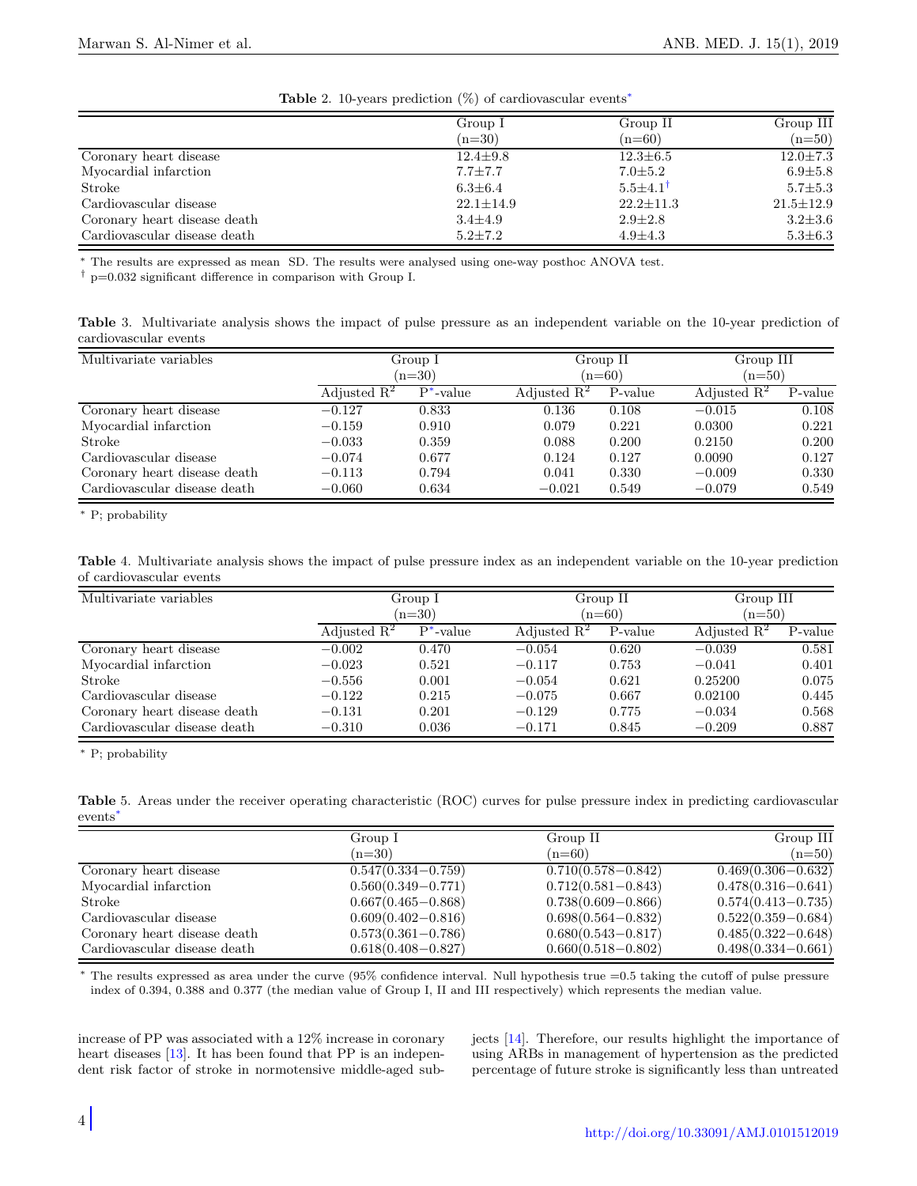**Table 2.** 10-years prediction (%) of cardiovascular events*

| | Group I (n=30) | Group II (n=60) | Group III (n=50) |
|---|---|---|---|
| Coronary heart disease | 12.4±9.8 | 12.3±6.5 | 12.0±7.3 |
| Myocardial infarction | 7.7±7.7 | 7.0±5.2 | 6.9±5.8 |
| Stroke | 6.3±6.4 | 5.5±4.1† | 5.7±5.3 |
| Cardiovascular disease | 22.1±14.9 | 22.2±11.3 | 21.5±12.9 |
| Coronary heart disease death | 3.4±4.9 | 2.9±2.8 | 3.2±3.6 |
| Cardiovascular disease death | 5.2±7.2 | 4.9±4.3 | 5.3±6.3 |

\* The results are expressed as mean SD. The results were analysed using one-way posthoc ANOVA test.

† p=0.032 significant difference in comparison with Group I.

**Table 3.** Multivariate analysis shows the impact of pulse pressure as an independent variable on the 10-year prediction of cardiovascular events

| Multivariate variables | Group I (n=30) | | Group II (n=60) | | Group III (n=50) | |
|---|---|---|---|---|---|---|
| | Adjusted $R^2$ | P*-value | Adjusted $R^2$ | P-value | Adjusted $R^2$ | P-value |
| Coronary heart disease | −0.127 | 0.833 | 0.136 | 0.108 | −0.015 | 0.108 |
| Myocardial infarction | −0.159 | 0.910 | 0.079 | 0.221 | 0.0300 | 0.221 |
| Stroke | −0.033 | 0.359 | 0.088 | 0.200 | 0.2150 | 0.200 |
| Cardiovascular disease | −0.074 | 0.677 | 0.124 | 0.127 | 0.0090 | 0.127 |
| Coronary heart disease death | −0.113 | 0.794 | 0.041 | 0.330 | −0.009 | 0.330 |
| Cardiovascular disease death | −0.060 | 0.634 | −0.021 | 0.549 | −0.079 | 0.549 |

\* P; probability

**Table 4.** Multivariate analysis shows the impact of pulse pressure index as an independent variable on the 10-year prediction of cardiovascular events

| Multivariate variables | Group I (n=30) | | Group II (n=60) | | Group III (n=50) | |
|---|---|---|---|---|---|---|
| | Adjusted $R^2$ | P*-value | Adjusted $R^2$ | P-value | Adjusted $R^2$ | P-value |
| Coronary heart disease | −0.002 | 0.470 | −0.054 | 0.620 | −0.039 | 0.581 |
| Myocardial infarction | −0.023 | 0.521 | −0.117 | 0.753 | −0.041 | 0.401 |
| Stroke | −0.556 | 0.001 | −0.054 | 0.621 | 0.25200 | 0.075 |
| Cardiovascular disease | −0.122 | 0.215 | −0.075 | 0.667 | 0.02100 | 0.445 |
| Coronary heart disease death | −0.131 | 0.201 | −0.129 | 0.775 | −0.034 | 0.568 |
| Cardiovascular disease death | −0.310 | 0.036 | −0.171 | 0.845 | −0.209 | 0.887 |

\* P; probability

**Table 5.** Areas under the receiver operating characteristic (ROC) curves for pulse pressure index in predicting cardiovascular events*

| | Group I (n=30) | Group II (n=60) | Group III (n=50) |
|---|---|---|---|
| Coronary heart disease | 0.547(0.334−0.759) | 0.710(0.578−0.842) | 0.469(0.306−0.632) |
| Myocardial infarction | 0.560(0.349−0.771) | 0.712(0.581−0.843) | 0.478(0.316−0.641) |
| Stroke | 0.667(0.465−0.868) | 0.738(0.609−0.866) | 0.574(0.413−0.735) |
| Cardiovascular disease | 0.609(0.402−0.816) | 0.698(0.564−0.832) | 0.522(0.359−0.684) |
| Coronary heart disease death | 0.573(0.361−0.786) | 0.680(0.543−0.817) | 0.485(0.322−0.648) |
| Cardiovascular disease death | 0.618(0.408−0.827) | 0.660(0.518−0.802) | 0.498(0.334−0.661) |

\* The results expressed as area under the curve (95% confidence interval. Null hypothesis true =0.5 taking the cutoff of pulse pressure index of 0.394, 0.388 and 0.377 (the median value of Group I, II and III respectively) which represents the median value.

increase of PP was associated with a 12% increase in coronary heart diseases [13]. It has been found that PP is an independent risk factor of stroke in normotensive middle-aged subjects [14]. Therefore, our results highlight the importance of using ARBs in management of hypertension as the predicted percentage of future stroke is significantly less than untreated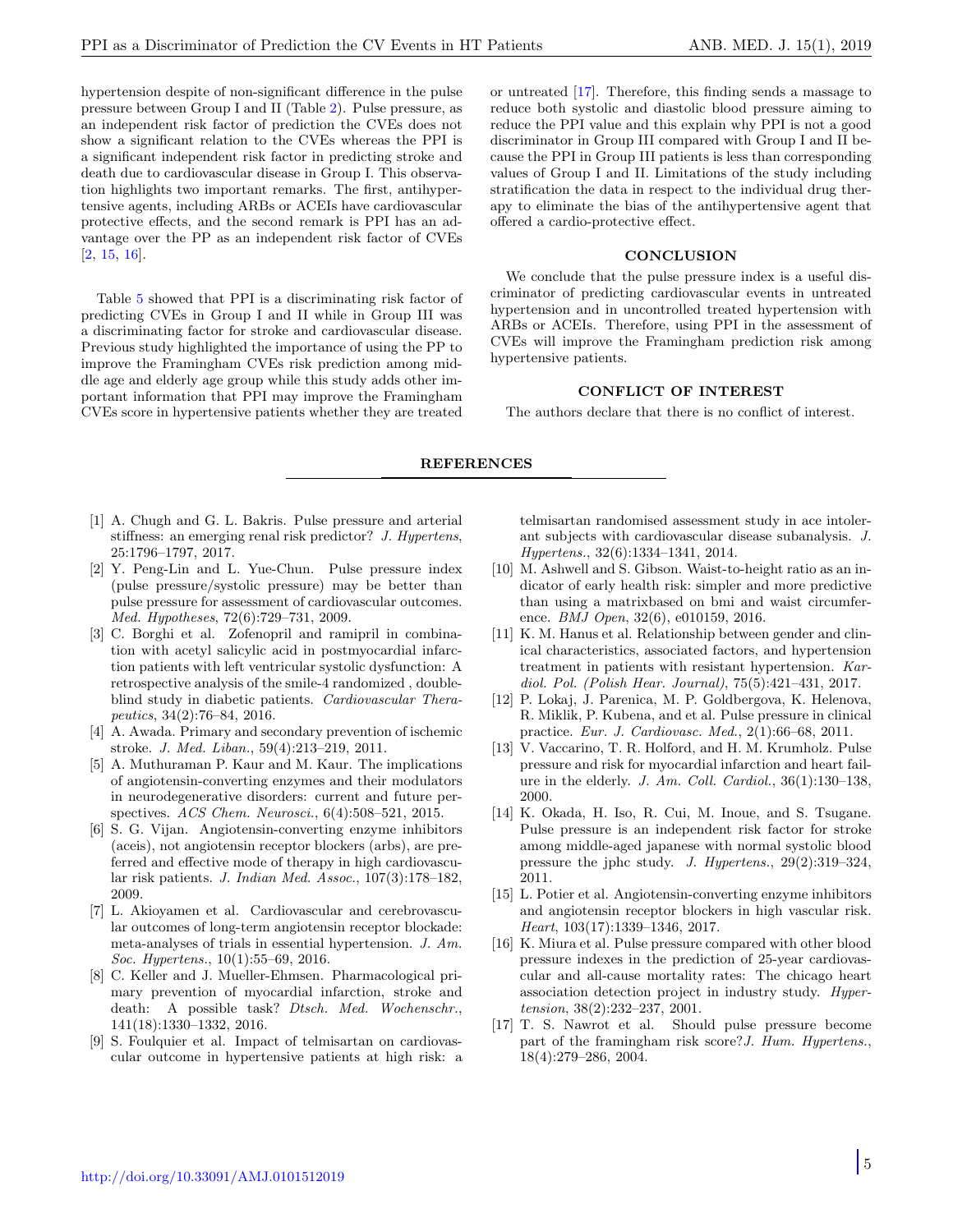hypertension despite of non-significant difference in the pulse pressure between Group I and II (Table 2). Pulse pressure, as an independent risk factor of prediction the CVEs does not show a significant relation to the CVEs whereas the PPI is a significant independent risk factor in predicting stroke and death due to cardiovascular disease in Group I. This observation highlights two important remarks. The first, antihypertensive agents, including ARBs or ACEIs have cardiovascular protective effects, and the second remark is PPI has an advantage over the PP as an independent risk factor of CVEs [2, 15, 16].

Table 5 showed that PPI is a discriminating risk factor of predicting CVEs in Group I and II while in Group III was a discriminating factor for stroke and cardiovascular disease. Previous study highlighted the importance of using the PP to improve the Framingham CVEs risk prediction among middle age and elderly age group while this study adds other important information that PPI may improve the Framingham CVEs score in hypertensive patients whether they are treated or untreated [17]. Therefore, this finding sends a massage to reduce both systolic and diastolic blood pressure aiming to reduce the PPI value and this explain why PPI is not a good discriminator in Group III compared with Group I and II because the PPI in Group III patients is less than corresponding values of Group I and II. Limitations of the study including stratification the data in respect to the individual drug therapy to eliminate the bias of the antihypertensive agent that offered a cardio-protective effect.

## CONCLUSION

We conclude that the pulse pressure index is a useful discriminator of predicting cardiovascular events in untreated hypertension and in uncontrolled treated hypertension with ARBs or ACEIs. Therefore, using PPI in the assessment of CVEs will improve the Framingham prediction risk among hypertensive patients.

## CONFLICT OF INTEREST

The authors declare that there is no conflict of interest.

## REFERENCES

[1] A. Chugh and G. L. Bakris. Pulse pressure and arterial stiffness: an emerging renal risk predictor? *J. Hypertens*, 25:1796–1797, 2017.

[2] Y. Peng-Lin and L. Yue-Chun. Pulse pressure index (pulse pressure/systolic pressure) may be better than pulse pressure for assessment of cardiovascular outcomes. *Med. Hypotheses*, 72(6):729–731, 2009.

[3] C. Borghi et al. Zofenopril and ramipril in combination with acetyl salicylic acid in postmyocardial infarction patients with left ventricular systolic dysfunction: A retrospective analysis of the smile-4 randomized , double-blind study in diabetic patients. *Cardiovascular Therapeutics*, 34(2):76–84, 2016.

[4] A. Awada. Primary and secondary prevention of ischemic stroke. *J. Med. Liban.*, 59(4):213–219, 2011.

[5] A. Muthuraman P. Kaur and M. Kaur. The implications of angiotensin-converting enzymes and their modulators in neurodegenerative disorders: current and future perspectives. *ACS Chem. Neurosci.*, 6(4):508–521, 2015.

[6] S. G. Vijan. Angiotensin-converting enzyme inhibitors (aceis), not angiotensin receptor blockers (arbs), are preferred and effective mode of therapy in high cardiovascular risk patients. *J. Indian Med. Assoc.*, 107(3):178–182, 2009.

[7] L. Akioyamen et al. Cardiovascular and cerebrovascular outcomes of long-term angiotensin receptor blockade: meta-analyses of trials in essential hypertension. *J. Am. Soc. Hypertens.*, 10(1):55–69, 2016.

[8] C. Keller and J. Mueller-Ehmsen. Pharmacological primary prevention of myocardial infarction, stroke and death: A possible task? *Dtsch. Med. Wochenschr.*, 141(18):1330–1332, 2016.

[9] S. Foulquier et al. Impact of telmisartan on cardiovascular outcome in hypertensive patients at high risk: a telmisartan randomised assessment study in ace intolerant subjects with cardiovascular disease subanalysis. *J. Hypertens.*, 32(6):1334–1341, 2014.

[10] M. Ashwell and S. Gibson. Waist-to-height ratio as an indicator of early health risk: simpler and more predictive than using a matrixbased on bmi and waist circumference. *BMJ Open*, 32(6), e010159, 2016.

[11] K. M. Hanus et al. Relationship between gender and clinical characteristics, associated factors, and hypertension treatment in patients with resistant hypertension. *Kardiol. Pol. (Polish Hear. Journal)*, 75(5):421–431, 2017.

[12] P. Lokaj, J. Parenica, M. P. Goldbergova, K. Helenova, R. Miklik, P. Kubena, and et al. Pulse pressure in clinical practice. *Eur. J. Cardiovasc. Med.*, 2(1):66–68, 2011.

[13] V. Vaccarino, T. R. Holford, and H. M. Krumholz. Pulse pressure and risk for myocardial infarction and heart failure in the elderly. *J. Am. Coll. Cardiol.*, 36(1):130–138, 2000.

[14] K. Okada, H. Iso, R. Cui, M. Inoue, and S. Tsugane. Pulse pressure is an independent risk factor for stroke among middle-aged japanese with normal systolic blood pressure the jphc study. *J. Hypertens.*, 29(2):319–324, 2011.

[15] L. Potier et al. Angiotensin-converting enzyme inhibitors and angiotensin receptor blockers in high vascular risk. *Heart*, 103(17):1339–1346, 2017.

[16] K. Miura et al. Pulse pressure compared with other blood pressure indexes in the prediction of 25-year cardiovascular and all-cause mortality rates: The chicago heart association detection project in industry study. *Hypertension*, 38(2):232–237, 2001.

[17] T. S. Nawrot et al. Should pulse pressure become part of the framingham risk score?*J. Hum. Hypertens.*, 18(4):279–286, 2004.

http://doi.org/10.33091/AMJ.0101512019